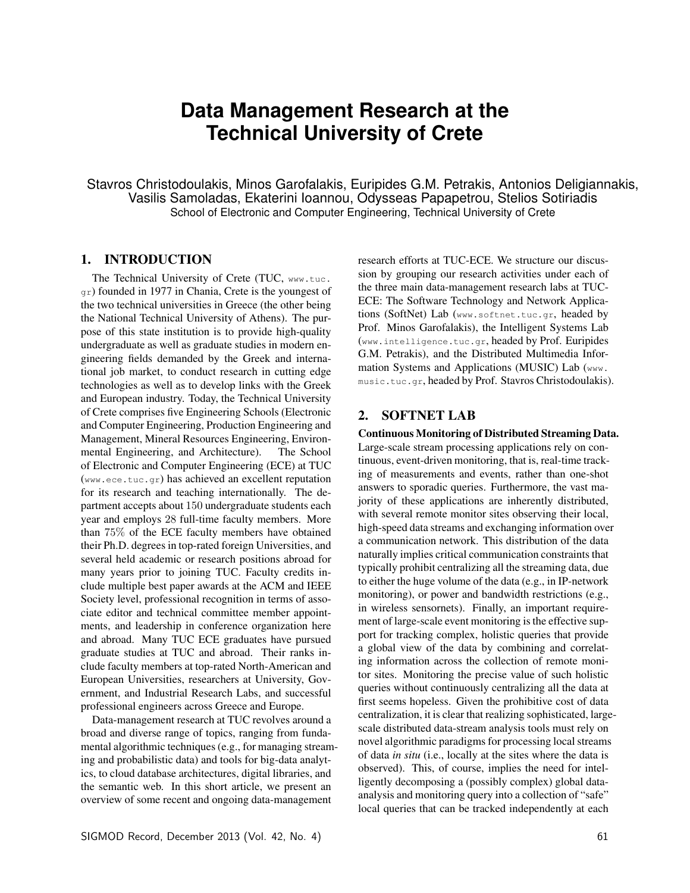# Data Management Research at the Technical University of Crete

Stavros Christodoulakis, Minos Garofalakis, Euripides G.M. Petrakis, Antonios Deligiannakis, Vasilis Samoladas, Ekaterini Ioannou, Odysseas Papapetrou, Stelios Sotiriadis

School of Electronic and Computer Engineering, Technical University of Crete

## 1. INTRODUCTION

The Technical University of Crete (TUC, `www.tuc.gr`) founded in 1977 in Chania, Crete is the youngest of the two technical universities in Greece (the other being the National Technical University of Athens). The purpose of this state institution is to provide high-quality undergraduate as well as graduate studies in modern engineering fields demanded by the Greek and international job market, to conduct research in cutting edge technologies as well as to develop links with the Greek and European industry. Today, the Technical University of Crete comprises five Engineering Schools (Electronic and Computer Engineering, Production Engineering and Management, Mineral Resources Engineering, Environmental Engineering, and Architecture). The School of Electronic and Computer Engineering (ECE) at TUC (`www.ece.tuc.gr`) has achieved an excellent reputation for its research and teaching internationally. The department accepts about 150 undergraduate students each year and employs 28 full-time faculty members. More than 75% of the ECE faculty members have obtained their Ph.D. degrees in top-rated foreign Universities, and several held academic or research positions abroad for many years prior to joining TUC. Faculty credits include multiple best paper awards at the ACM and IEEE Society level, professional recognition in terms of associate editor and technical committee member appointments, and leadership in conference organization here and abroad. Many TUC ECE graduates have pursued graduate studies at TUC and abroad. Their ranks include faculty members at top-rated North-American and European Universities, researchers at University, Government, and Industrial Research Labs, and successful professional engineers across Greece and Europe.

Data-management research at TUC revolves around a broad and diverse range of topics, ranging from fundamental algorithmic techniques (e.g., for managing streaming and probabilistic data) and tools for big-data analytics, to cloud database architectures, digital libraries, and the semantic web. In this short article, we present an overview of some recent and ongoing data-management research efforts at TUC-ECE. We structure our discussion by grouping our research activities under each of the three main data-management research labs at TUC-ECE: The Software Technology and Network Applications (SoftNet) Lab (`www.softnet.tuc.gr`, headed by Prof. Minos Garofalakis), the Intelligent Systems Lab (`www.intelligence.tuc.gr`, headed by Prof. Euripides G.M. Petrakis), and the Distributed Multimedia Information Systems and Applications (MUSIC) Lab (`www.music.tuc.gr`, headed by Prof. Stavros Christodoulakis).

## 2. SOFTNET LAB

**Continuous Monitoring of Distributed Streaming Data.** Large-scale stream processing applications rely on continuous, event-driven monitoring, that is, real-time tracking of measurements and events, rather than one-shot answers to sporadic queries. Furthermore, the vast majority of these applications are inherently distributed, with several remote monitor sites observing their local, high-speed data streams and exchanging information over a communication network. This distribution of the data naturally implies critical communication constraints that typically prohibit centralizing all the streaming data, due to either the huge volume of the data (e.g., in IP-network monitoring), or power and bandwidth restrictions (e.g., in wireless sensornets). Finally, an important requirement of large-scale event monitoring is the effective support for tracking complex, holistic queries that provide a global view of the data by combining and correlating information across the collection of remote monitor sites. Monitoring the precise value of such holistic queries without continuously centralizing all the data at first seems hopeless. Given the prohibitive cost of data centralization, it is clear that realizing sophisticated, large-scale distributed data-stream analysis tools must rely on novel algorithmic paradigms for processing local streams of data *in situ* (i.e., locally at the sites where the data is observed). This, of course, implies the need for intelligently decomposing a (possibly complex) global data-analysis and monitoring query into a collection of "safe" local queries that can be tracked independently at each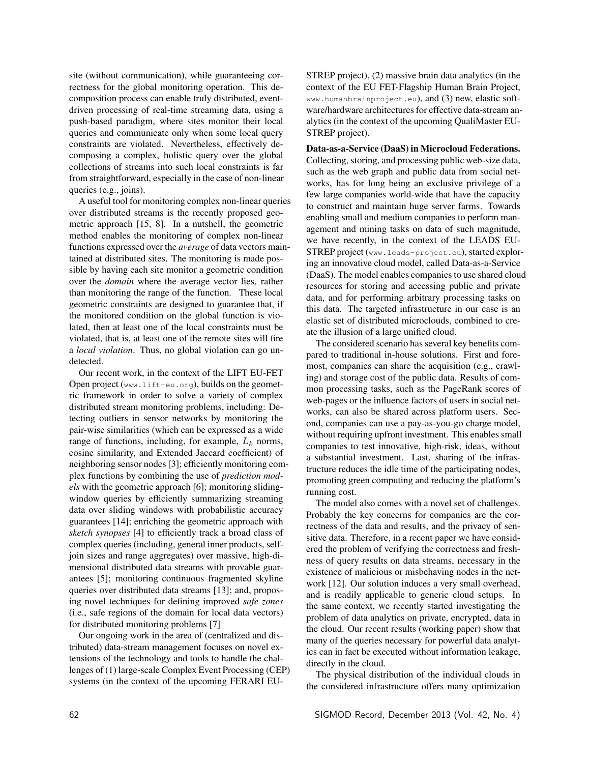site (without communication), while guaranteeing correctness for the global monitoring operation. This decomposition process can enable truly distributed, event-driven processing of real-time streaming data, using a push-based paradigm, where sites monitor their local queries and communicate only when some local query constraints are violated. Nevertheless, effectively decomposing a complex, holistic query over the global collections of streams into such local constraints is far from straightforward, especially in the case of non-linear queries (e.g., joins).

A useful tool for monitoring complex non-linear queries over distributed streams is the recently proposed geometric approach [15, 8]. In a nutshell, the geometric method enables the monitoring of complex non-linear functions expressed over the *average* of data vectors maintained at distributed sites. The monitoring is made possible by having each site monitor a geometric condition over the *domain* where the average vector lies, rather than monitoring the range of the function. These local geometric constraints are designed to guarantee that, if the monitored condition on the global function is violated, then at least one of the local constraints must be violated, that is, at least one of the remote sites will fire a *local violation*. Thus, no global violation can go undetected.

Our recent work, in the context of the LIFT EU-FET Open project (www.lift-eu.org), builds on the geometric framework in order to solve a variety of complex distributed stream monitoring problems, including: Detecting outliers in sensor networks by monitoring the pair-wise similarities (which can be expressed as a wide range of functions, including, for example, $L_k$ norms, cosine similarity, and Extended Jaccard coefficient) of neighboring sensor nodes [3]; efficiently monitoring complex functions by combining the use of *prediction models* with the geometric approach [6]; monitoring sliding-window queries by efficiently summarizing streaming data over sliding windows with probabilistic accuracy guarantees [14]; enriching the geometric approach with *sketch synopses* [4] to efficiently track a broad class of complex queries (including, general inner products, self-join sizes and range aggregates) over massive, high-dimensional distributed data streams with provable guarantees [5]; monitoring continuous fragmented skyline queries over distributed data streams [13]; and, proposing novel techniques for defining improved *safe zones* (i.e., safe regions of the domain for local data vectors) for distributed monitoring problems [7]

Our ongoing work in the area of (centralized and distributed) data-stream management focuses on novel extensions of the technology and tools to handle the challenges of (1) large-scale Complex Event Processing (CEP) systems (in the context of the upcoming FERARI EU-STREP project), (2) massive brain data analytics (in the context of the EU FET-Flagship Human Brain Project, www.humanbrainproject.eu), and (3) new, elastic software/hardware architectures for effective data-stream analytics (in the context of the upcoming QualiMaster EU-STREP project).

**Data-as-a-Service (DaaS) in Microcloud Federations.** Collecting, storing, and processing public web-size data, such as the web graph and public data from social networks, has for long being an exclusive privilege of a few large companies world-wide that have the capacity to construct and maintain huge server farms. Towards enabling small and medium companies to perform management and mining tasks on data of such magnitude, we have recently, in the context of the LEADS EU-STREP project (www.leads-project.eu), started exploring an innovative cloud model, called Data-as-a-Service (DaaS). The model enables companies to use shared cloud resources for storing and accessing public and private data, and for performing arbitrary processing tasks on this data. The targeted infrastructure in our case is an elastic set of distributed microclouds, combined to create the illusion of a large unified cloud.

The considered scenario has several key benefits compared to traditional in-house solutions. First and foremost, companies can share the acquisition (e.g., crawling) and storage cost of the public data. Results of common processing tasks, such as the PageRank scores of web-pages or the influence factors of users in social networks, can also be shared across platform users. Second, companies can use a pay-as-you-go charge model, without requiring upfront investment. This enables small companies to test innovative, high-risk, ideas, without a substantial investment. Last, sharing of the infrastructure reduces the idle time of the participating nodes, promoting green computing and reducing the platform's running cost.

The model also comes with a novel set of challenges. Probably the key concerns for companies are the correctness of the data and results, and the privacy of sensitive data. Therefore, in a recent paper we have considered the problem of verifying the correctness and freshness of query results on data streams, necessary in the existence of malicious or misbehaving nodes in the network [12]. Our solution induces a very small overhead, and is readily applicable to generic cloud setups. In the same context, we recently started investigating the problem of data analytics on private, encrypted, data in the cloud. Our recent results (working paper) show that many of the queries necessary for powerful data analytics can in fact be executed without information leakage, directly in the cloud.

The physical distribution of the individual clouds in the considered infrastructure offers many optimization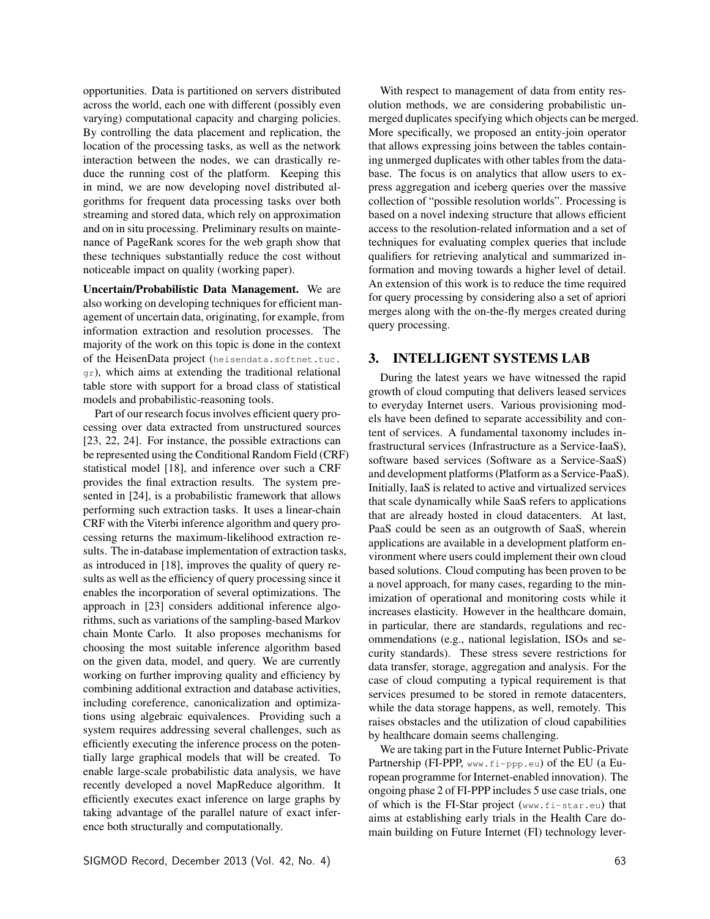opportunities. Data is partitioned on servers distributed across the world, each one with different (possibly even varying) computational capacity and charging policies. By controlling the data placement and replication, the location of the processing tasks, as well as the network interaction between the nodes, we can drastically reduce the running cost of the platform. Keeping this in mind, we are now developing novel distributed algorithms for frequent data processing tasks over both streaming and stored data, which rely on approximation and on in situ processing. Preliminary results on maintenance of PageRank scores for the web graph show that these techniques substantially reduce the cost without noticeable impact on quality (working paper).

**Uncertain/Probabilistic Data Management.** We are also working on developing techniques for efficient management of uncertain data, originating, for example, from information extraction and resolution processes. The majority of the work on this topic is done in the context of the HeisenData project (heisendata.softnet.tuc.gr), which aims at extending the traditional relational table store with support for a broad class of statistical models and probabilistic-reasoning tools.

Part of our research focus involves efficient query processing over data extracted from unstructured sources [23, 22, 24]. For instance, the possible extractions can be represented using the Conditional Random Field (CRF) statistical model [18], and inference over such a CRF provides the final extraction results. The system presented in [24], is a probabilistic framework that allows performing such extraction tasks. It uses a linear-chain CRF with the Viterbi inference algorithm and query processing returns the maximum-likelihood extraction results. The in-database implementation of extraction tasks, as introduced in [18], improves the quality of query results as well as the efficiency of query processing since it enables the incorporation of several optimizations. The approach in [23] considers additional inference algorithms, such as variations of the sampling-based Markov chain Monte Carlo. It also proposes mechanisms for choosing the most suitable inference algorithm based on the given data, model, and query. We are currently working on further improving quality and efficiency by combining additional extraction and database activities, including coreference, canonicalization and optimizations using algebraic equivalences. Providing such a system requires addressing several challenges, such as efficiently executing the inference process on the potentially large graphical models that will be created. To enable large-scale probabilistic data analysis, we have recently developed a novel MapReduce algorithm. It efficiently executes exact inference on large graphs by taking advantage of the parallel nature of exact inference both structurally and computationally.

With respect to management of data from entity resolution methods, we are considering probabilistic unmerged duplicates specifying which objects can be merged. More specifically, we proposed an entity-join operator that allows expressing joins between the tables containing unmerged duplicates with other tables from the database. The focus is on analytics that allow users to express aggregation and iceberg queries over the massive collection of "possible resolution worlds". Processing is based on a novel indexing structure that allows efficient access to the resolution-related information and a set of techniques for evaluating complex queries that include qualifiers for retrieving analytical and summarized information and moving towards a higher level of detail. An extension of this work is to reduce the time required for query processing by considering also a set of apriori merges along with the on-the-fly merges created during query processing.

## 3. INTELLIGENT SYSTEMS LAB

During the latest years we have witnessed the rapid growth of cloud computing that delivers leased services to everyday Internet users. Various provisioning models have been defined to separate accessibility and content of services. A fundamental taxonomy includes infrastructural services (Infrastructure as a Service-IaaS), software based services (Software as a Service-SaaS) and development platforms (Platform as a Service-PaaS). Initially, IaaS is related to active and virtualized services that scale dynamically while SaaS refers to applications that are already hosted in cloud datacenters. At last, PaaS could be seen as an outgrowth of SaaS, wherein applications are available in a development platform environment where users could implement their own cloud based solutions. Cloud computing has been proven to be a novel approach, for many cases, regarding to the minimization of operational and monitoring costs while it increases elasticity. However in the healthcare domain, in particular, there are standards, regulations and recommendations (e.g., national legislation, ISOs and security standards). These stress severe restrictions for data transfer, storage, aggregation and analysis. For the case of cloud computing a typical requirement is that services presumed to be stored in remote datacenters, while the data storage happens, as well, remotely. This raises obstacles and the utilization of cloud capabilities by healthcare domain seems challenging.

We are taking part in the Future Internet Public-Private Partnership (FI-PPP, www.fi-ppp.eu) of the EU (a European programme for Internet-enabled innovation). The ongoing phase 2 of FI-PPP includes 5 use case trials, one of which is the FI-Star project (www.fi-star.eu) that aims at establishing early trials in the Health Care domain building on Future Internet (FI) technology lever-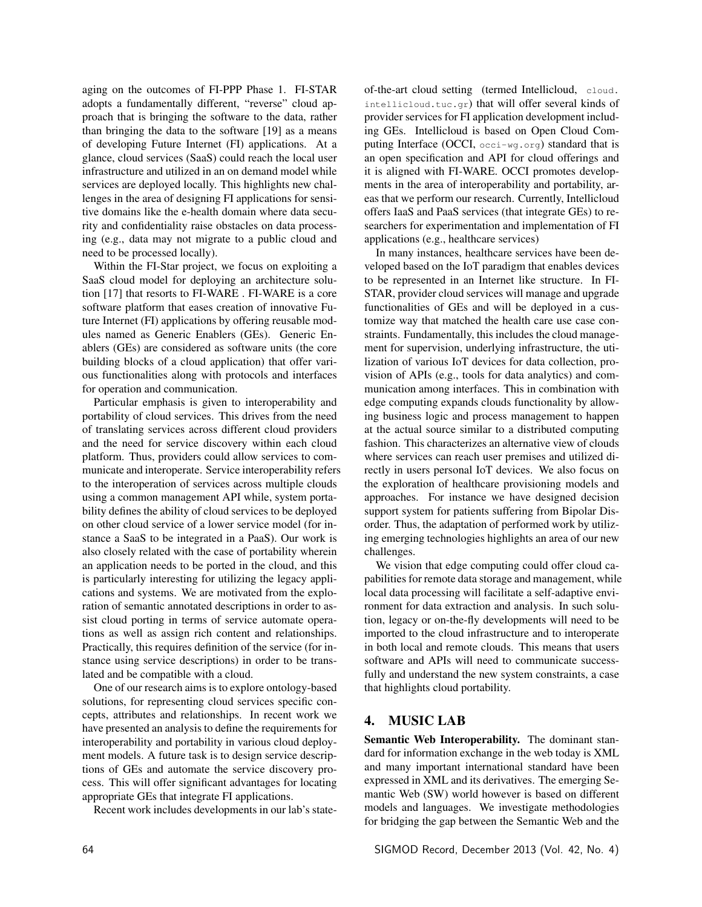aging on the outcomes of FI-PPP Phase 1. FI-STAR adopts a fundamentally different, "reverse" cloud approach that is bringing the software to the data, rather than bringing the data to the software [19] as a means of developing Future Internet (FI) applications. At a glance, cloud services (SaaS) could reach the local user infrastructure and utilized in an on demand model while services are deployed locally. This highlights new challenges in the area of designing FI applications for sensitive domains like the e-health domain where data security and confidentiality raise obstacles on data processing (e.g., data may not migrate to a public cloud and need to be processed locally).

Within the FI-Star project, we focus on exploiting a SaaS cloud model for deploying an architecture solution [17] that resorts to FI-WARE . FI-WARE is a core software platform that eases creation of innovative Future Internet (FI) applications by offering reusable modules named as Generic Enablers (GEs). Generic Enablers (GEs) are considered as software units (the core building blocks of a cloud application) that offer various functionalities along with protocols and interfaces for operation and communication.

Particular emphasis is given to interoperability and portability of cloud services. This drives from the need of translating services across different cloud providers and the need for service discovery within each cloud platform. Thus, providers could allow services to communicate and interoperate. Service interoperability refers to the interoperation of services across multiple clouds using a common management API while, system portability defines the ability of cloud services to be deployed on other cloud service of a lower service model (for instance a SaaS to be integrated in a PaaS). Our work is also closely related with the case of portability wherein an application needs to be ported in the cloud, and this is particularly interesting for utilizing the legacy applications and systems. We are motivated from the exploration of semantic annotated descriptions in order to assist cloud porting in terms of service automate operations as well as assign rich content and relationships. Practically, this requires definition of the service (for instance using service descriptions) in order to be translated and be compatible with a cloud.

One of our research aims is to explore ontology-based solutions, for representing cloud services specific concepts, attributes and relationships. In recent work we have presented an analysis to define the requirements for interoperability and portability in various cloud deployment models. A future task is to design service descriptions of GEs and automate the service discovery process. This will offer significant advantages for locating appropriate GEs that integrate FI applications.

Recent work includes developments in our lab's state-of-the-art cloud setting (termed Intellicloud, `cloud.intellicloud.tuc.gr`) that will offer several kinds of provider services for FI application development including GEs. Intellicloud is based on Open Cloud Computing Interface (OCCI, `occi-wg.org`) standard that is an open specification and API for cloud offerings and it is aligned with FI-WARE. OCCI promotes developments in the area of interoperability and portability, areas that we perform our research. Currently, Intellicloud offers IaaS and PaaS services (that integrate GEs) to researchers for experimentation and implementation of FI applications (e.g., healthcare services)

In many instances, healthcare services have been developed based on the IoT paradigm that enables devices to be represented in an Internet like structure. In FI-STAR, provider cloud services will manage and upgrade functionalities of GEs and will be deployed in a customize way that matched the health care use case constraints. Fundamentally, this includes the cloud management for supervision, underlying infrastructure, the utilization of various IoT devices for data collection, provision of APIs (e.g., tools for data analytics) and communication among interfaces. This in combination with edge computing expands clouds functionality by allowing business logic and process management to happen at the actual source similar to a distributed computing fashion. This characterizes an alternative view of clouds where services can reach user premises and utilized directly in users personal IoT devices. We also focus on the exploration of healthcare provisioning models and approaches. For instance we have designed decision support system for patients suffering from Bipolar Disorder. Thus, the adaptation of performed work by utilizing emerging technologies highlights an area of our new challenges.

We vision that edge computing could offer cloud capabilities for remote data storage and management, while local data processing will facilitate a self-adaptive environment for data extraction and analysis. In such solution, legacy or on-the-fly developments will need to be imported to the cloud infrastructure and to interoperate in both local and remote clouds. This means that users software and APIs will need to communicate successfully and understand the new system constraints, a case that highlights cloud portability.

## 4. MUSIC LAB

**Semantic Web Interoperability.** The dominant standard for information exchange in the web today is XML and many important international standard have been expressed in XML and its derivatives. The emerging Semantic Web (SW) world however is based on different models and languages. We investigate methodologies for bridging the gap between the Semantic Web and the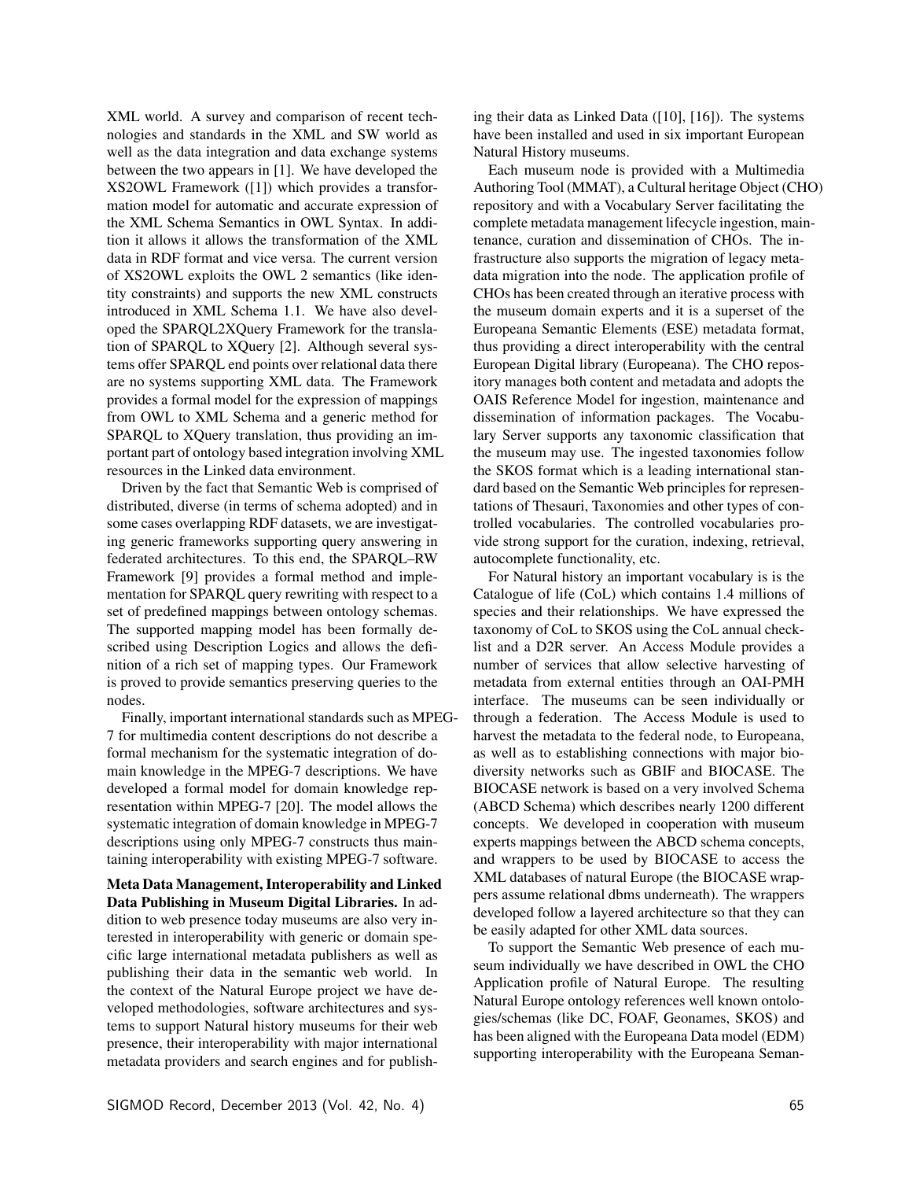XML world. A survey and comparison of recent technologies and standards in the XML and SW world as well as the data integration and data exchange systems between the two appears in [1]. We have developed the XS2OWL Framework ([1]) which provides a transformation model for automatic and accurate expression of the XML Schema Semantics in OWL Syntax. In addition it allows it allows the transformation of the XML data in RDF format and vice versa. The current version of XS2OWL exploits the OWL 2 semantics (like identity constraints) and supports the new XML constructs introduced in XML Schema 1.1. We have also developed the SPARQL2XQuery Framework for the translation of SPARQL to XQuery [2]. Although several systems offer SPARQL end points over relational data there are no systems supporting XML data. The Framework provides a formal model for the expression of mappings from OWL to XML Schema and a generic method for SPARQL to XQuery translation, thus providing an important part of ontology based integration involving XML resources in the Linked data environment.

Driven by the fact that Semantic Web is comprised of distributed, diverse (in terms of schema adopted) and in some cases overlapping RDF datasets, we are investigating generic frameworks supporting query answering in federated architectures. To this end, the SPARQL–RW Framework [9] provides a formal method and implementation for SPARQL query rewriting with respect to a set of predefined mappings between ontology schemas. The supported mapping model has been formally described using Description Logics and allows the definition of a rich set of mapping types. Our Framework is proved to provide semantics preserving queries to the nodes.

Finally, important international standards such as MPEG-7 for multimedia content descriptions do not describe a formal mechanism for the systematic integration of domain knowledge in the MPEG-7 descriptions. We have developed a formal model for domain knowledge representation within MPEG-7 [20]. The model allows the systematic integration of domain knowledge in MPEG-7 descriptions using only MPEG-7 constructs thus maintaining interoperability with existing MPEG-7 software.

**Meta Data Management, Interoperability and Linked Data Publishing in Museum Digital Libraries.** In addition to web presence today museums are also very interested in interoperability with generic or domain specific large international metadata publishers as well as publishing their data in the semantic web world. In the context of the Natural Europe project we have developed methodologies, software architectures and systems to support Natural history museums for their web presence, their interoperability with major international metadata providers and search engines and for publishing their data as Linked Data ([10], [16]). The systems have been installed and used in six important European Natural History museums.

Each museum node is provided with a Multimedia Authoring Tool (MMAT), a Cultural heritage Object (CHO) repository and with a Vocabulary Server facilitating the complete metadata management lifecycle ingestion, maintenance, curation and dissemination of CHOs. The infrastructure also supports the migration of legacy metadata migration into the node. The application profile of CHOs has been created through an iterative process with the museum domain experts and it is a superset of the Europeana Semantic Elements (ESE) metadata format, thus providing a direct interoperability with the central European Digital library (Europeana). The CHO repository manages both content and metadata and adopts the OAIS Reference Model for ingestion, maintenance and dissemination of information packages. The Vocabulary Server supports any taxonomic classification that the museum may use. The ingested taxonomies follow the SKOS format which is a leading international standard based on the Semantic Web principles for representations of Thesauri, Taxonomies and other types of controlled vocabularies. The controlled vocabularies provide strong support for the curation, indexing, retrieval, autocomplete functionality, etc.

For Natural history an important vocabulary is is the Catalogue of life (CoL) which contains 1.4 millions of species and their relationships. We have expressed the taxonomy of CoL to SKOS using the CoL annual checklist and a D2R server. An Access Module provides a number of services that allow selective harvesting of metadata from external entities through an OAI-PMH interface. The museums can be seen individually or through a federation. The Access Module is used to harvest the metadata to the federal node, to Europeana, as well as to establishing connections with major biodiversity networks such as GBIF and BIOCASE. The BIOCASE network is based on a very involved Schema (ABCD Schema) which describes nearly 1200 different concepts. We developed in cooperation with museum experts mappings between the ABCD schema concepts, and wrappers to be used by BIOCASE to access the XML databases of natural Europe (the BIOCASE wrappers assume relational dbms underneath). The wrappers developed follow a layered architecture so that they can be easily adapted for other XML data sources.

To support the Semantic Web presence of each museum individually we have described in OWL the CHO Application profile of Natural Europe. The resulting Natural Europe ontology references well known ontologies/schemas (like DC, FOAF, Geonames, SKOS) and has been aligned with the Europeana Data model (EDM) supporting interoperability with the Europeana Seman-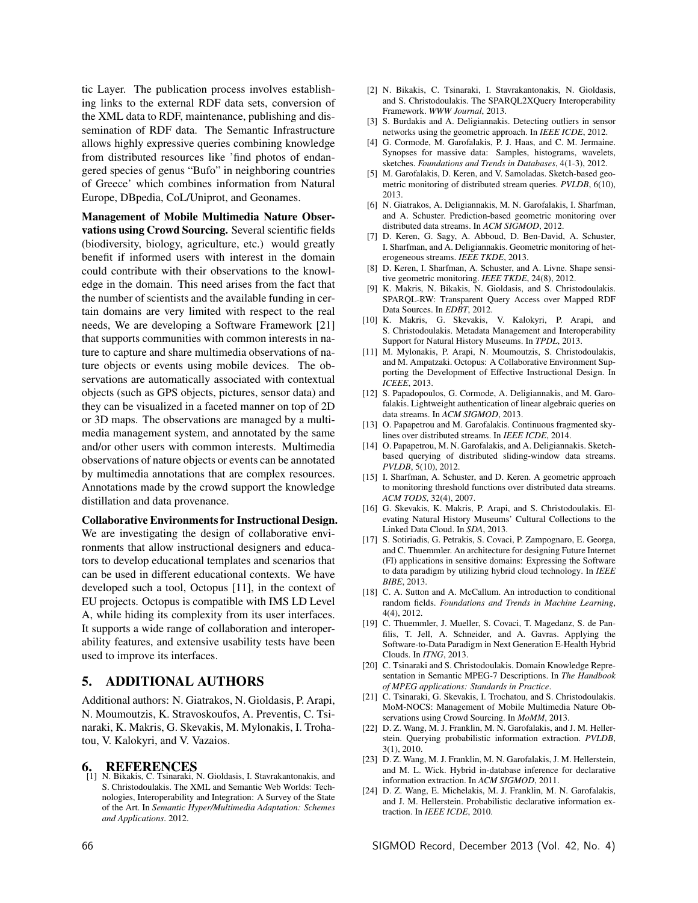tic Layer. The publication process involves establishing links to the external RDF data sets, conversion of the XML data to RDF, maintenance, publishing and dissemination of RDF data. The Semantic Infrastructure allows highly expressive queries combining knowledge from distributed resources like 'find photos of endangered species of genus "Bufo" in neighboring countries of Greece' which combines information from Natural Europe, DBpedia, CoL/Uniprot, and Geonames.

**Management of Mobile Multimedia Nature Observations using Crowd Sourcing.** Several scientific fields (biodiversity, biology, agriculture, etc.) would greatly benefit if informed users with interest in the domain could contribute with their observations to the knowledge in the domain. This need arises from the fact that the number of scientists and the available funding in certain domains are very limited with respect to the real needs, We are developing a Software Framework [21] that supports communities with common interests in nature to capture and share multimedia observations of nature objects or events using mobile devices. The observations are automatically associated with contextual objects (such as GPS objects, pictures, sensor data) and they can be visualized in a faceted manner on top of 2D or 3D maps. The observations are managed by a multimedia management system, and annotated by the same and/or other users with common interests. Multimedia observations of nature objects or events can be annotated by multimedia annotations that are complex resources. Annotations made by the crowd support the knowledge distillation and data provenance.

**Collaborative Environments for Instructional Design.** We are investigating the design of collaborative environments that allow instructional designers and educators to develop educational templates and scenarios that can be used in different educational contexts. We have developed such a tool, Octopus [11], in the context of EU projects. Octopus is compatible with IMS LD Level A, while hiding its complexity from its user interfaces. It supports a wide range of collaboration and interoperability features, and extensive usability tests have been used to improve its interfaces.

## 5. ADDITIONAL AUTHORS

Additional authors: N. Giatrakos, N. Gioldasis, P. Arapi, N. Moumoutzis, K. Stravoskoufos, A. Preventis, C. Tsinaraki, K. Makris, G. Skevakis, M. Mylonakis, I. Trohatou, V. Kalokyri, and V. Vazaios.

## 6. REFERENCES

[1] N. Bikakis, C. Tsinaraki, N. Gioldasis, I. Stavrakantonakis, and S. Christodoulakis. The XML and Semantic Web Worlds: Technologies, Interoperability and Integration: A Survey of the State of the Art. In *Semantic Hyper/Multimedia Adaptation: Schemes and Applications*. 2012.

[2] N. Bikakis, C. Tsinaraki, I. Stavrakantonakis, N. Gioldasis, and S. Christodoulakis. The SPARQL2XQuery Interoperability Framework. *WWW Journal*, 2013.

[3] S. Burdakis and A. Deligiannakis. Detecting outliers in sensor networks using the geometric approach. In *IEEE ICDE*, 2012.

[4] G. Cormode, M. Garofalakis, P. J. Haas, and C. M. Jermaine. Synopses for massive data: Samples, histograms, wavelets, sketches. *Foundations and Trends in Databases*, 4(1-3), 2012.

[5] M. Garofalakis, D. Keren, and V. Samoladas. Sketch-based geometric monitoring of distributed stream queries. *PVLDB*, 6(10), 2013.

[6] N. Giatrakos, A. Deligiannakis, M. N. Garofalakis, I. Sharfman, and A. Schuster. Prediction-based geometric monitoring over distributed data streams. In *ACM SIGMOD*, 2012.

[7] D. Keren, G. Sagy, A. Abboud, D. Ben-David, A. Schuster, I. Sharfman, and A. Deligiannakis. Geometric monitoring of heterogeneous streams. *IEEE TKDE*, 2013.

[8] D. Keren, I. Sharfman, A. Schuster, and A. Livne. Shape sensitive geometric monitoring. *IEEE TKDE*, 24(8), 2012.

[9] K. Makris, N. Bikakis, N. Gioldasis, and S. Christodoulakis. SPARQL-RW: Transparent Query Access over Mapped RDF Data Sources. In *EDBT*, 2012.

[10] K. Makris, G. Skevakis, V. Kalokyri, P. Arapi, and S. Christodoulakis. Metadata Management and Interoperability Support for Natural History Museums. In *TPDL*, 2013.

[11] M. Mylonakis, P. Arapi, N. Moumoutzis, S. Christodoulakis, and M. Ampatzaki. Octopus: A Collaborative Environment Supporting the Development of Effective Instructional Design. In *ICEEE*, 2013.

[12] S. Papadopoulos, G. Cormode, A. Deligiannakis, and M. Garofalakis. Lightweight authentication of linear algebraic queries on data streams. In *ACM SIGMOD*, 2013.

[13] O. Papapetrou and M. Garofalakis. Continuous fragmented skylines over distributed streams. In *IEEE ICDE*, 2014.

[14] O. Papapetrou, M. N. Garofalakis, and A. Deligiannakis. Sketch-based querying of distributed sliding-window data streams. *PVLDB*, 5(10), 2012.

[15] I. Sharfman, A. Schuster, and D. Keren. A geometric approach to monitoring threshold functions over distributed data streams. *ACM TODS*, 32(4), 2007.

[16] G. Skevakis, K. Makris, P. Arapi, and S. Christodoulakis. Elevating Natural History Museums' Cultural Collections to the Linked Data Cloud. In *SDA*, 2013.

[17] S. Sotiriadis, G. Petrakis, S. Covaci, P. Zampognaro, E. Georga, and C. Thuemmler. An architecture for designing Future Internet (FI) applications in sensitive domains: Expressing the Software to data paradigm by utilizing hybrid cloud technology. In *IEEE BIBE*, 2013.

[18] C. A. Sutton and A. McCallum. An introduction to conditional random fields. *Foundations and Trends in Machine Learning*, 4(4), 2012.

[19] C. Thuemmler, J. Mueller, S. Covaci, T. Magedanz, S. de Panfilis, T. Jell, A. Schneider, and A. Gavras. Applying the Software-to-Data Paradigm in Next Generation E-Health Hybrid Clouds. In *ITNG*, 2013.

[20] C. Tsinaraki and S. Christodoulakis. Domain Knowledge Representation in Semantic MPEG-7 Descriptions. In *The Handbook of MPEG applications: Standards in Practice*.

[21] C. Tsinaraki, G. Skevakis, I. Trochatou, and S. Christodoulakis. MoM-NOCS: Management of Mobile Multimedia Nature Observations using Crowd Sourcing. In *MoMM*, 2013.

[22] D. Z. Wang, M. J. Franklin, M. N. Garofalakis, and J. M. Hellerstein. Querying probabilistic information extraction. *PVLDB*, 3(1), 2010.

[23] D. Z. Wang, M. J. Franklin, M. N. Garofalakis, J. M. Hellerstein, and M. L. Wick. Hybrid in-database inference for declarative information extraction. In *ACM SIGMOD*, 2011.

[24] D. Z. Wang, E. Michelakis, M. J. Franklin, M. N. Garofalakis, and J. M. Hellerstein. Probabilistic declarative information extraction. In *IEEE ICDE*, 2010.